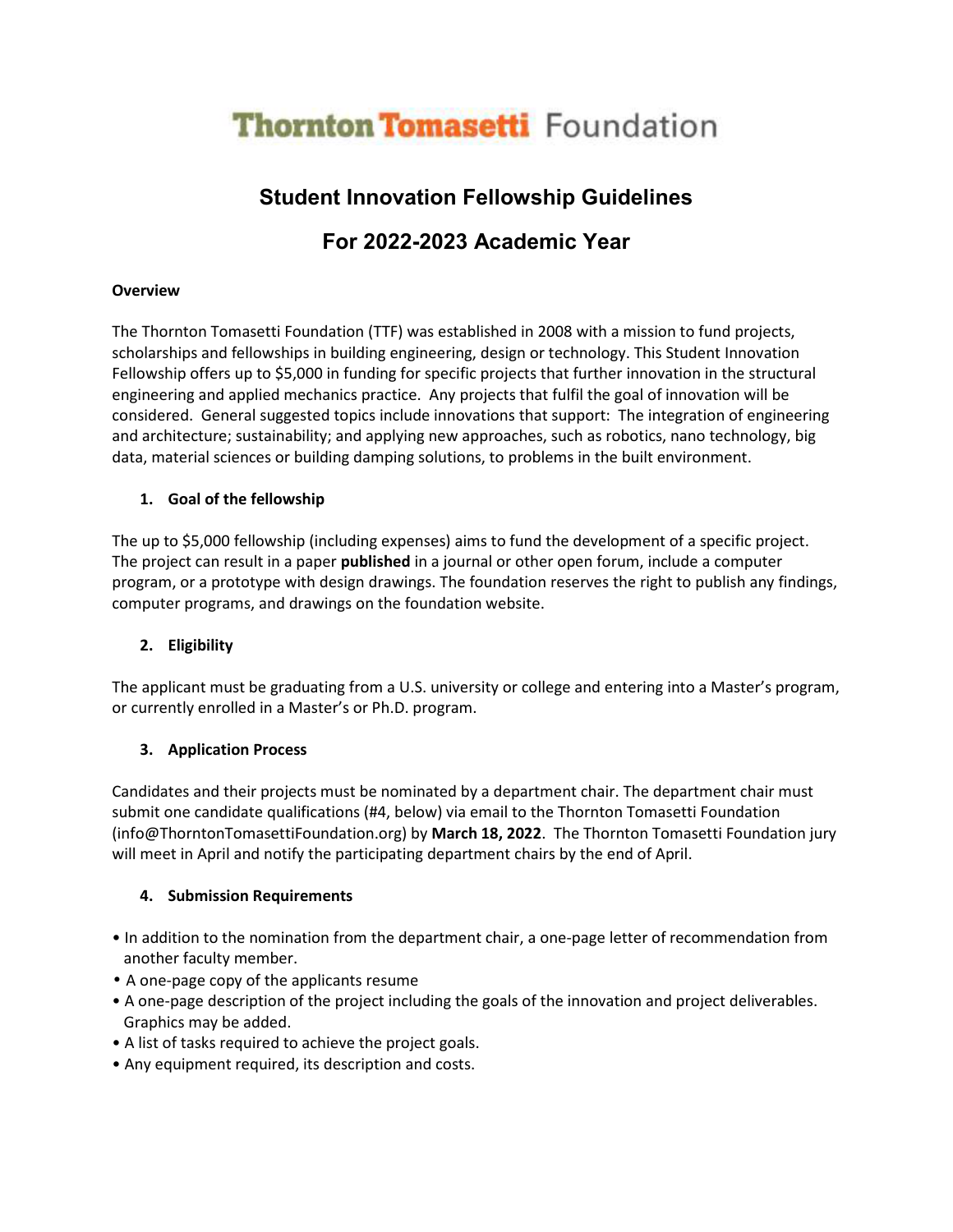# Thornton Tomasetti Foundation

## Student Innovation Fellowship Guidelines

## For 2022-2023 Academic Year

**Overview**

The Thornton Tomasetti Foundation (TTF) was established in 2008 with a mission to fund projects, scholarships and fellowships in building engineering, design or technology. This Student Innovation Fellowship offers up to $5,000 in funding for specific projects that further innovation in the structural engineering and applied mechanics practice. Any projects that fulfil the goal of innovation will be considered. General suggested topics include innovations that support: The integration of engineering and architecture; sustainability; and applying new approaches, such as robotics, nano technology, big data, material sciences or building damping solutions, to problems in the built environment.

**1. Goal of the fellowship**

The up to $5,000 fellowship (including expenses) aims to fund the development of a specific project. The project can result in a paper **published** in a journal or other open forum, include a computer program, or a prototype with design drawings. The foundation reserves the right to publish any findings, computer programs, and drawings on the foundation website.

**2. Eligibility**

The applicant must be graduating from a U.S. university or college and entering into a Master's program, or currently enrolled in a Master's or Ph.D. program.

**3. Application Process**

Candidates and their projects must be nominated by a department chair. The department chair must submit one candidate qualifications (#4, below) via email to the Thornton Tomasetti Foundation (info@ThorntonTomasettiFoundation.org) by **March 18, 2022**. The Thornton Tomasetti Foundation jury will meet in April and notify the participating department chairs by the end of April.

**4. Submission Requirements**

- In addition to the nomination from the department chair, a one-page letter of recommendation from another faculty member.
- A one-page copy of the applicants resume
- A one-page description of the project including the goals of the innovation and project deliverables. Graphics may be added.
- A list of tasks required to achieve the project goals.
- Any equipment required, its description and costs.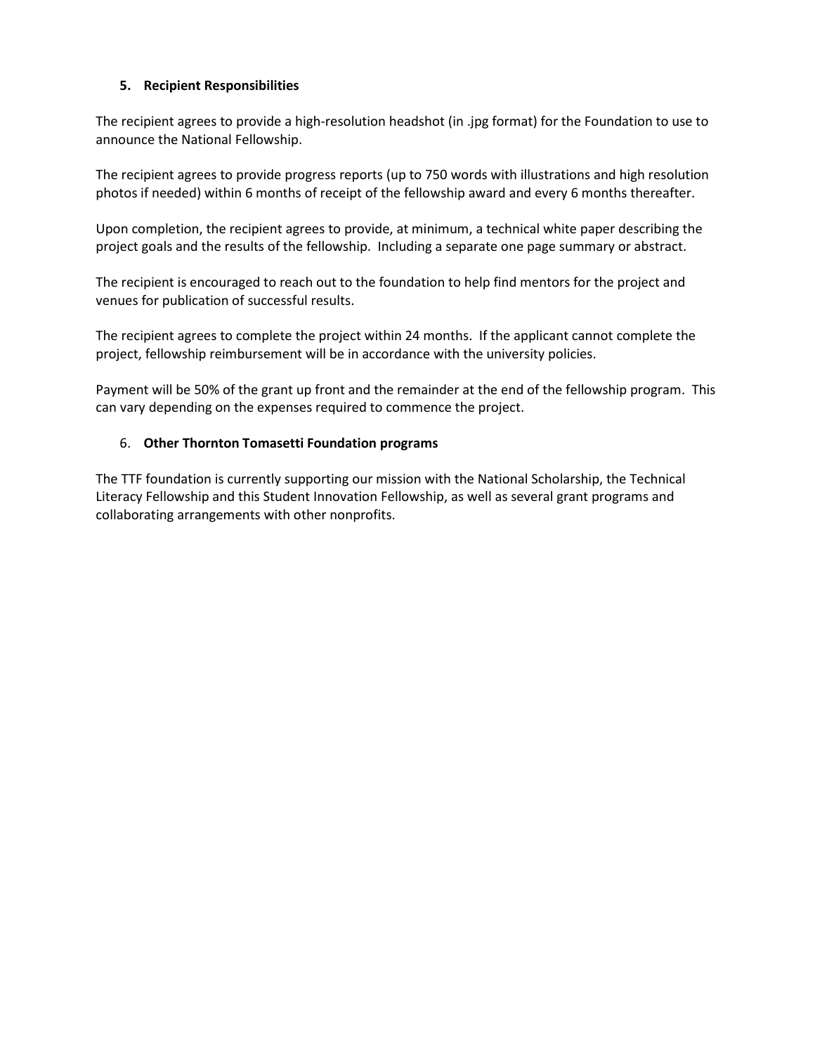## 5. Recipient Responsibilities

The recipient agrees to provide a high-resolution headshot (in .jpg format) for the Foundation to use to announce the National Fellowship.

The recipient agrees to provide progress reports (up to 750 words with illustrations and high resolution photos if needed) within 6 months of receipt of the fellowship award and every 6 months thereafter.

Upon completion, the recipient agrees to provide, at minimum, a technical white paper describing the project goals and the results of the fellowship. Including a separate one page summary or abstract.

The recipient is encouraged to reach out to the foundation to help find mentors for the project and venues for publication of successful results.

The recipient agrees to complete the project within 24 months. If the applicant cannot complete the project, fellowship reimbursement will be in accordance with the university policies.

Payment will be 50% of the grant up front and the remainder at the end of the fellowship program. This can vary depending on the expenses required to commence the project.

## 6. Other Thornton Tomasetti Foundation programs

The TTF foundation is currently supporting our mission with the National Scholarship, the Technical Literacy Fellowship and this Student Innovation Fellowship, as well as several grant programs and collaborating arrangements with other nonprofits.